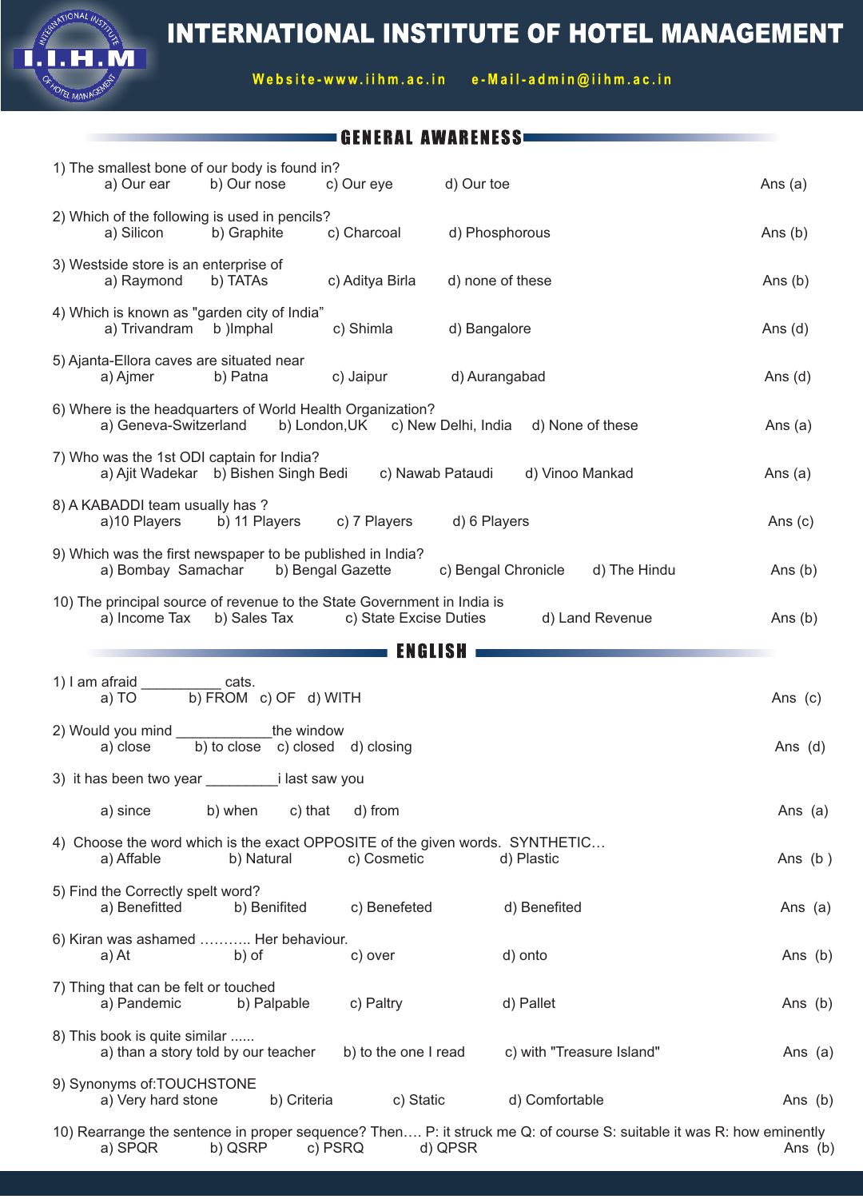# INTERNATIONAL INSTITUTE OF HOTEL MANAGEMENT

**Website-www.iihm.ac.in e-Mail-admin@iihm.ac.in**

## GENERAL AWARENESS

1) The smallest bone of our body is found in?
a) Our ear b) Our nose c) Our eye d) Our toe — Ans (a)

2) Which of the following is used in pencils?
a) Silicon b) Graphite c) Charcoal d) Phosphorous — Ans (b)

3) Westside store is an enterprise of
a) Raymond b) TATAs c) Aditya Birla d) none of these — Ans (b)

4) Which is known as "garden city of India"
a) Trivandram b )Imphal c) Shimla d) Bangalore — Ans (d)

5) Ajanta-Ellora caves are situated near
a) Ajmer b) Patna c) Jaipur d) Aurangabad — Ans (d)

6) Where is the headquarters of World Health Organization?
a) Geneva-Switzerland b) London,UK c) New Delhi, India d) None of these — Ans (a)

7) Who was the 1st ODI captain for India?
a) Ajit Wadekar b) Bishen Singh Bedi c) Nawab Pataudi d) Vinoo Mankad — Ans (a)

8) A KABADDI team usually has ?
a)10 Players b) 11 Players c) 7 Players d) 6 Players — Ans (c)

9) Which was the first newspaper to be published in India?
a) Bombay Samachar b) Bengal Gazette c) Bengal Chronicle d) The Hindu — Ans (b)

10) The principal source of revenue to the State Government in India is
a) Income Tax b) Sales Tax c) State Excise Duties d) Land Revenue — Ans (b)

## ENGLISH

1) I am afraid __________ cats.
a) TO b) FROM c) OF d) WITH — Ans (c)

2) Would you mind ____________the window
a) close b) to close c) closed d) closing — Ans (d)

3) it has been two year _________i last saw you

a) since b) when c) that d) from — Ans (a)

4) Choose the word which is the exact OPPOSITE of the given words. SYNTHETIC…
a) Affable b) Natural c) Cosmetic d) Plastic — Ans (b )

5) Find the Correctly spelt word?
a) Benefitted b) Benifited c) Benefeted d) Benefited — Ans (a)

6) Kiran was ashamed ……….. Her behaviour.
a) At b) of c) over d) onto — Ans (b)

7) Thing that can be felt or touched
a) Pandemic b) Palpable c) Paltry d) Pallet — Ans (b)

8) This book is quite similar ......
a) than a story told by our teacher b) to the one I read c) with "Treasure Island" — Ans (a)

9) Synonyms of:TOUCHSTONE
a) Very hard stone b) Criteria c) Static d) Comfortable — Ans (b)

10) Rearrange the sentence in proper sequence? Then…. P: it struck me Q: of course S: suitable it was R: how eminently
a) SPQR b) QSRP c) PSRQ d) QPSR — Ans (b)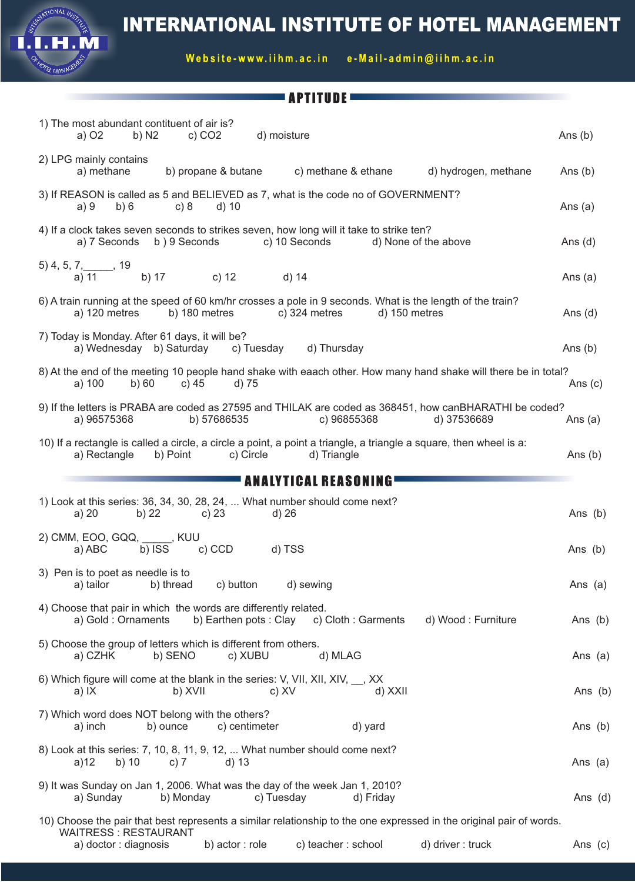# INTERNATIONAL INSTITUTE OF HOTEL MANAGEMENT

Website-www.iihm.ac.in e-Mail-admin@iihm.ac.in

## APTITUDE

1) The most abundant contituent of air is?
a) O2 b) N2 c) CO2 d) moisture — Ans (b)

2) LPG mainly contains
a) methane b) propane & butane c) methane & ethane d) hydrogen, methane — Ans (b)

3) If REASON is called as 5 and BELIEVED as 7, what is the code no of GOVERNMENT?
a) 9 b) 6 c) 8 d) 10 — Ans (a)

4) If a clock takes seven seconds to strikes seven, how long will it take to strike ten?
a) 7 Seconds b ) 9 Seconds c) 10 Seconds d) None of the above — Ans (d)

5) 4, 5, 7,_____, 19
a) 11 b) 17 c) 12 d) 14 — Ans (a)

6) A train running at the speed of 60 km/hr crosses a pole in 9 seconds. What is the length of the train?
a) 120 metres b) 180 metres c) 324 metres d) 150 metres — Ans (d)

7) Today is Monday. After 61 days, it will be?
a) Wednesday b) Saturday c) Tuesday d) Thursday — Ans (b)

8) At the end of the meeting 10 people hand shake with eaach other. How many hand shake will there be in total?
a) 100 b) 60 c) 45 d) 75 — Ans (c)

9) If the letters is PRABA are coded as 27595 and THILAK are coded as 368451, how canBHARATHI be coded?
a) 96575368 b) 57686535 c) 96855368 d) 37536689 — Ans (a)

10) If a rectangle is called a circle, a circle a point, a point a triangle, a triangle a square, then wheel is a:
a) Rectangle b) Point c) Circle d) Triangle — Ans (b)

## ANALYTICAL REASONING

1) Look at this series: 36, 34, 30, 28, 24, ... What number should come next?
a) 20 b) 22 c) 23 d) 26 — Ans (b)

2) CMM, EOO, GQQ, _____, KUU
a) ABC b) ISS c) CCD d) TSS — Ans (b)

3) Pen is to poet as needle is to
a) tailor b) thread c) button d) sewing — Ans (a)

4) Choose that pair in which the words are differently related.
a) Gold : Ornaments b) Earthen pots : Clay c) Cloth : Garments d) Wood : Furniture — Ans (b)

5) Choose the group of letters which is different from others.
a) CZHK b) SENO c) XUBU d) MLAG — Ans (a)

6) Which figure will come at the blank in the series: V, VII, XII, XIV, __, XX
a) IX b) XVII c) XV d) XXII — Ans (b)

7) Which word does NOT belong with the others?
a) inch b) ounce c) centimeter d) yard — Ans (b)

8) Look at this series: 7, 10, 8, 11, 9, 12, ... What number should come next?
a)12 b) 10 c) 7 d) 13 — Ans (a)

9) It was Sunday on Jan 1, 2006. What was the day of the week Jan 1, 2010?
a) Sunday b) Monday c) Tuesday d) Friday — Ans (d)

10) Choose the pair that best represents a similar relationship to the one expressed in the original pair of words.
WAITRESS : RESTAURANT
a) doctor : diagnosis b) actor : role c) teacher : school d) driver : truck — Ans (c)